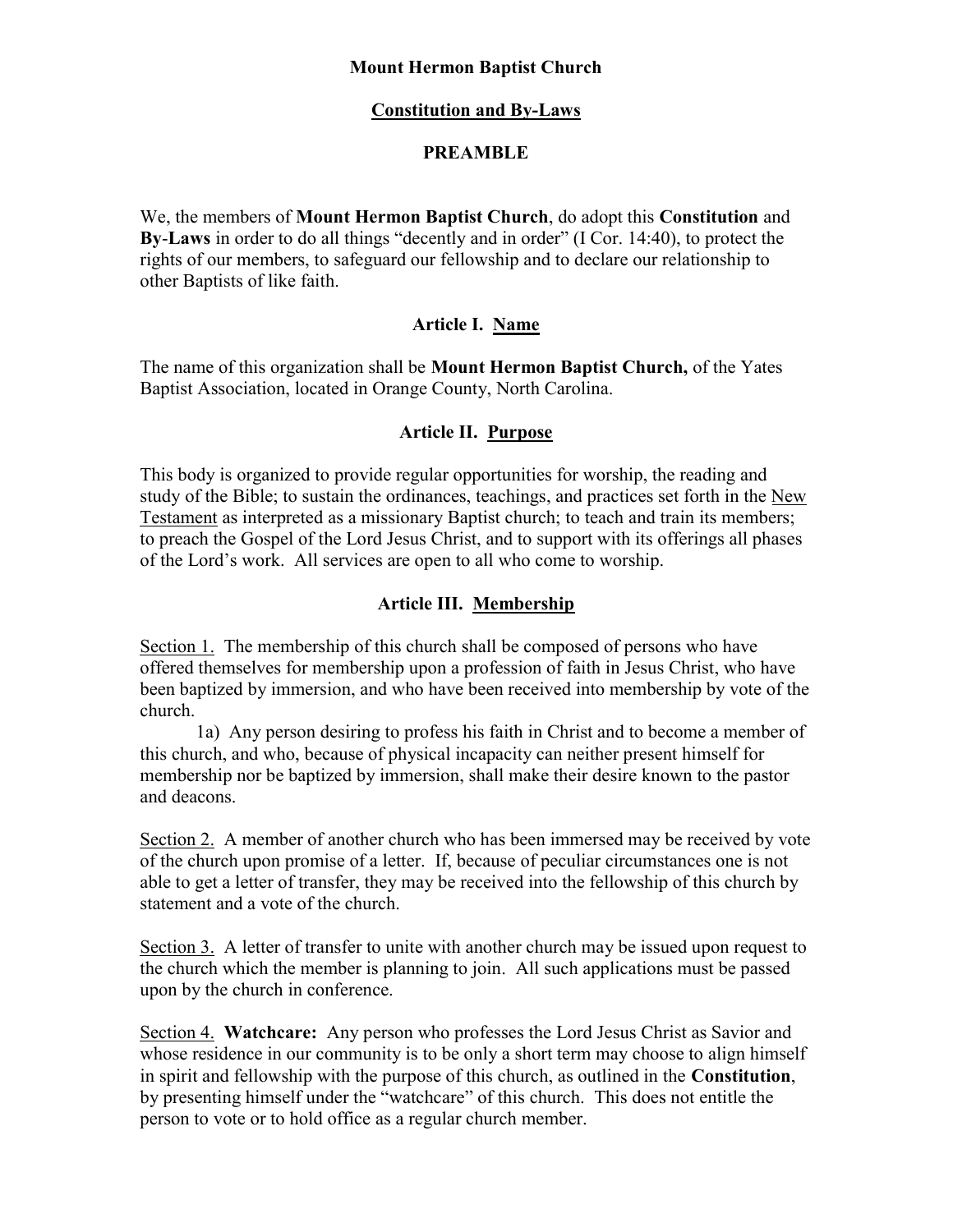# Mount Hermon Baptist Church

## Constitution and By-Laws

## PREAMBLE

We, the members of **Mount Hermon Baptist Church**, do adopt this **Constitution** and **By-Laws** in order to do all things "decently and in order" (I Cor. 14:40), to protect the rights of our members, to safeguard our fellowship and to declare our relationship to other Baptists of like faith.

### Article I. Name

The name of this organization shall be **Mount Hermon Baptist Church,** of the Yates Baptist Association, located in Orange County, North Carolina.

### Article II. Purpose

This body is organized to provide regular opportunities for worship, the reading and study of the Bible; to sustain the ordinances, teachings, and practices set forth in the New Testament as interpreted as a missionary Baptist church; to teach and train its members; to preach the Gospel of the Lord Jesus Christ, and to support with its offerings all phases of the Lord's work. All services are open to all who come to worship.

### Article III. Membership

Section 1. The membership of this church shall be composed of persons who have offered themselves for membership upon a profession of faith in Jesus Christ, who have been baptized by immersion, and who have been received into membership by vote of the church.

1a) Any person desiring to profess his faith in Christ and to become a member of this church, and who, because of physical incapacity can neither present himself for membership nor be baptized by immersion, shall make their desire known to the pastor and deacons.

Section 2. A member of another church who has been immersed may be received by vote of the church upon promise of a letter. If, because of peculiar circumstances one is not able to get a letter of transfer, they may be received into the fellowship of this church by statement and a vote of the church.

Section 3. A letter of transfer to unite with another church may be issued upon request to the church which the member is planning to join. All such applications must be passed upon by the church in conference.

Section 4. **Watchcare:** Any person who professes the Lord Jesus Christ as Savior and whose residence in our community is to be only a short term may choose to align himself in spirit and fellowship with the purpose of this church, as outlined in the **Constitution**, by presenting himself under the "watchcare" of this church. This does not entitle the person to vote or to hold office as a regular church member.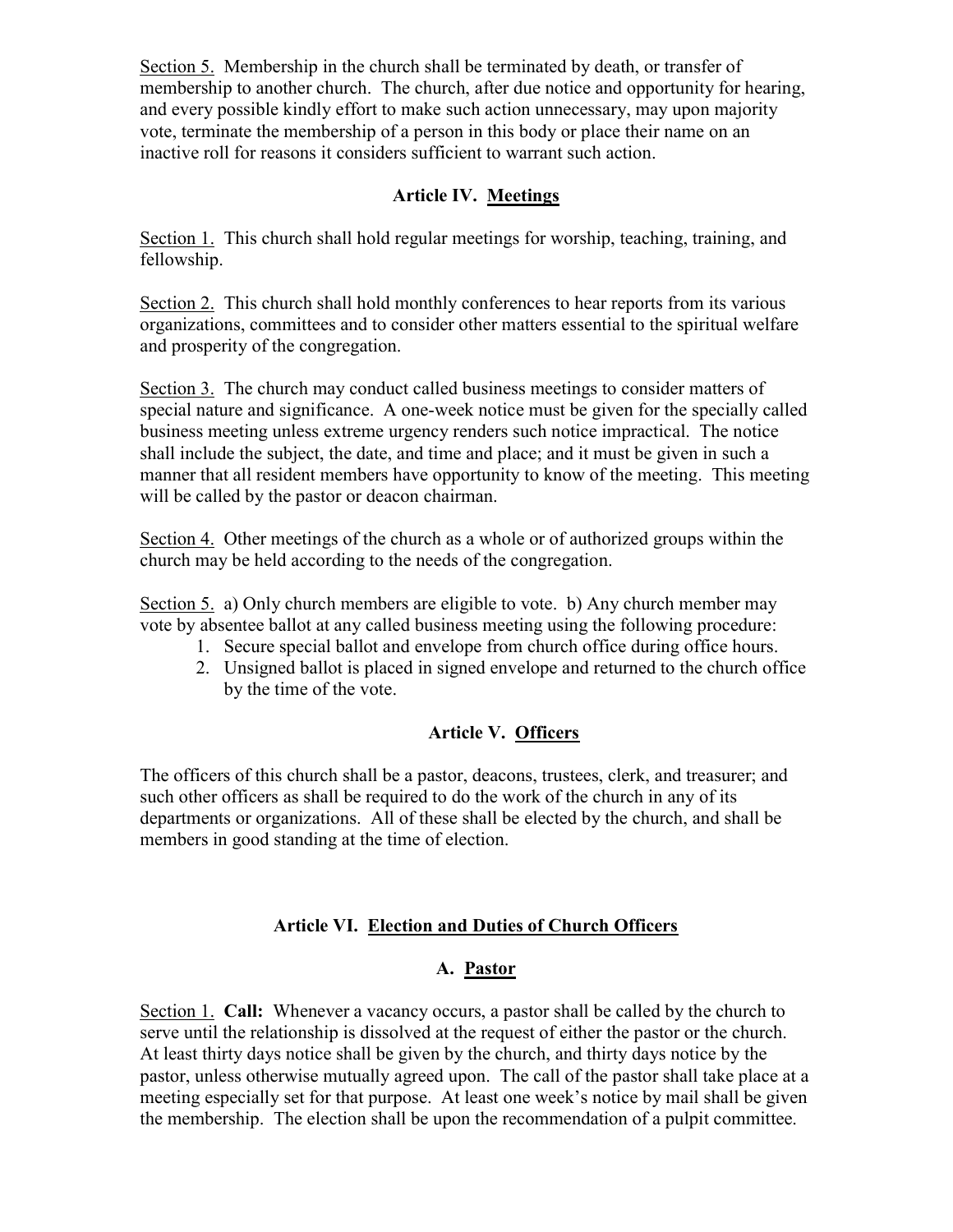Section 5. Membership in the church shall be terminated by death, or transfer of membership to another church. The church, after due notice and opportunity for hearing, and every possible kindly effort to make such action unnecessary, may upon majority vote, terminate the membership of a person in this body or place their name on an inactive roll for reasons it considers sufficient to warrant such action.

### Article IV. Meetings

Section 1. This church shall hold regular meetings for worship, teaching, training, and fellowship.

Section 2. This church shall hold monthly conferences to hear reports from its various organizations, committees and to consider other matters essential to the spiritual welfare and prosperity of the congregation.

Section 3. The church may conduct called business meetings to consider matters of special nature and significance. A one-week notice must be given for the specially called business meeting unless extreme urgency renders such notice impractical. The notice shall include the subject, the date, and time and place; and it must be given in such a manner that all resident members have opportunity to know of the meeting. This meeting will be called by the pastor or deacon chairman.

Section 4. Other meetings of the church as a whole or of authorized groups within the church may be held according to the needs of the congregation.

Section 5. a) Only church members are eligible to vote. b) Any church member may vote by absentee ballot at any called business meeting using the following procedure:

1. Secure special ballot and envelope from church office during office hours.
2. Unsigned ballot is placed in signed envelope and returned to the church office by the time of the vote.

### Article V. Officers

The officers of this church shall be a pastor, deacons, trustees, clerk, and treasurer; and such other officers as shall be required to do the work of the church in any of its departments or organizations. All of these shall be elected by the church, and shall be members in good standing at the time of election.

### Article VI. Election and Duties of Church Officers

#### A. Pastor

Section 1. **Call:** Whenever a vacancy occurs, a pastor shall be called by the church to serve until the relationship is dissolved at the request of either the pastor or the church. At least thirty days notice shall be given by the church, and thirty days notice by the pastor, unless otherwise mutually agreed upon. The call of the pastor shall take place at a meeting especially set for that purpose. At least one week's notice by mail shall be given the membership. The election shall be upon the recommendation of a pulpit committee.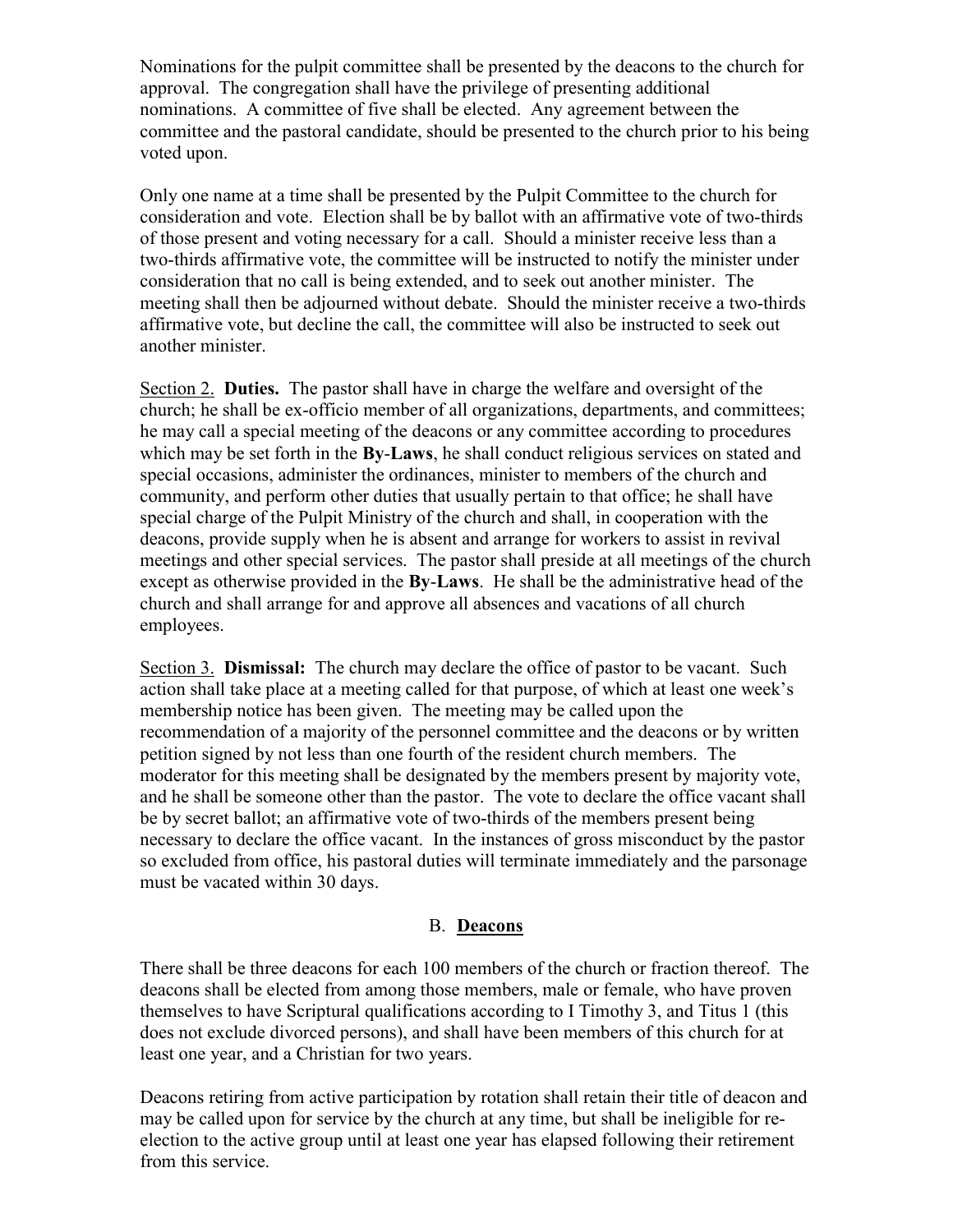Nominations for the pulpit committee shall be presented by the deacons to the church for approval. The congregation shall have the privilege of presenting additional nominations. A committee of five shall be elected. Any agreement between the committee and the pastoral candidate, should be presented to the church prior to his being voted upon.

Only one name at a time shall be presented by the Pulpit Committee to the church for consideration and vote. Election shall be by ballot with an affirmative vote of two-thirds of those present and voting necessary for a call. Should a minister receive less than a two-thirds affirmative vote, the committee will be instructed to notify the minister under consideration that no call is being extended, and to seek out another minister. The meeting shall then be adjourned without debate. Should the minister receive a two-thirds affirmative vote, but decline the call, the committee will also be instructed to seek out another minister.

Section 2. **Duties.** The pastor shall have in charge the welfare and oversight of the church; he shall be ex-officio member of all organizations, departments, and committees; he may call a special meeting of the deacons or any committee according to procedures which may be set forth in the **By-Laws**, he shall conduct religious services on stated and special occasions, administer the ordinances, minister to members of the church and community, and perform other duties that usually pertain to that office; he shall have special charge of the Pulpit Ministry of the church and shall, in cooperation with the deacons, provide supply when he is absent and arrange for workers to assist in revival meetings and other special services. The pastor shall preside at all meetings of the church except as otherwise provided in the **By-Laws**. He shall be the administrative head of the church and shall arrange for and approve all absences and vacations of all church employees.

Section 3. **Dismissal:** The church may declare the office of pastor to be vacant. Such action shall take place at a meeting called for that purpose, of which at least one week's membership notice has been given. The meeting may be called upon the recommendation of a majority of the personnel committee and the deacons or by written petition signed by not less than one fourth of the resident church members. The moderator for this meeting shall be designated by the members present by majority vote, and he shall be someone other than the pastor. The vote to declare the office vacant shall be by secret ballot; an affirmative vote of two-thirds of the members present being necessary to declare the office vacant. In the instances of gross misconduct by the pastor so excluded from office, his pastoral duties will terminate immediately and the parsonage must be vacated within 30 days.

## B. Deacons

There shall be three deacons for each 100 members of the church or fraction thereof. The deacons shall be elected from among those members, male or female, who have proven themselves to have Scriptural qualifications according to I Timothy 3, and Titus 1 (this does not exclude divorced persons), and shall have been members of this church for at least one year, and a Christian for two years.

Deacons retiring from active participation by rotation shall retain their title of deacon and may be called upon for service by the church at any time, but shall be ineligible for re-election to the active group until at least one year has elapsed following their retirement from this service.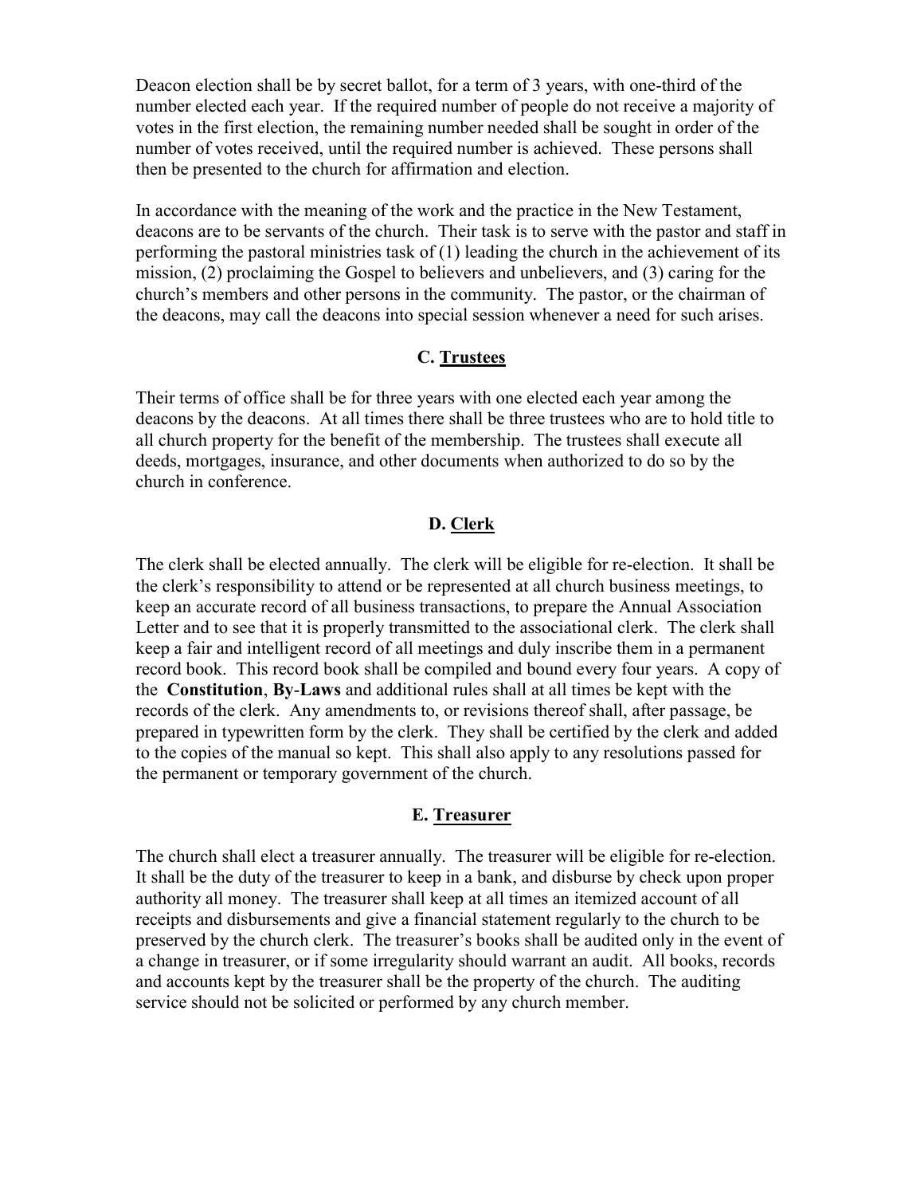Deacon election shall be by secret ballot, for a term of 3 years, with one-third of the number elected each year. If the required number of people do not receive a majority of votes in the first election, the remaining number needed shall be sought in order of the number of votes received, until the required number is achieved. These persons shall then be presented to the church for affirmation and election.

In accordance with the meaning of the work and the practice in the New Testament, deacons are to be servants of the church. Their task is to serve with the pastor and staff in performing the pastoral ministries task of (1) leading the church in the achievement of its mission, (2) proclaiming the Gospel to believers and unbelievers, and (3) caring for the church's members and other persons in the community. The pastor, or the chairman of the deacons, may call the deacons into special session whenever a need for such arises.

### C. Trustees

Their terms of office shall be for three years with one elected each year among the deacons by the deacons. At all times there shall be three trustees who are to hold title to all church property for the benefit of the membership. The trustees shall execute all deeds, mortgages, insurance, and other documents when authorized to do so by the church in conference.

### D. Clerk

The clerk shall be elected annually. The clerk will be eligible for re-election. It shall be the clerk's responsibility to attend or be represented at all church business meetings, to keep an accurate record of all business transactions, to prepare the Annual Association Letter and to see that it is properly transmitted to the associational clerk. The clerk shall keep a fair and intelligent record of all meetings and duly inscribe them in a permanent record book. This record book shall be compiled and bound every four years. A copy of the **Constitution**, **By-Laws** and additional rules shall at all times be kept with the records of the clerk. Any amendments to, or revisions thereof shall, after passage, be prepared in typewritten form by the clerk. They shall be certified by the clerk and added to the copies of the manual so kept. This shall also apply to any resolutions passed for the permanent or temporary government of the church.

### E. Treasurer

The church shall elect a treasurer annually. The treasurer will be eligible for re-election. It shall be the duty of the treasurer to keep in a bank, and disburse by check upon proper authority all money. The treasurer shall keep at all times an itemized account of all receipts and disbursements and give a financial statement regularly to the church to be preserved by the church clerk. The treasurer's books shall be audited only in the event of a change in treasurer, or if some irregularity should warrant an audit. All books, records and accounts kept by the treasurer shall be the property of the church. The auditing service should not be solicited or performed by any church member.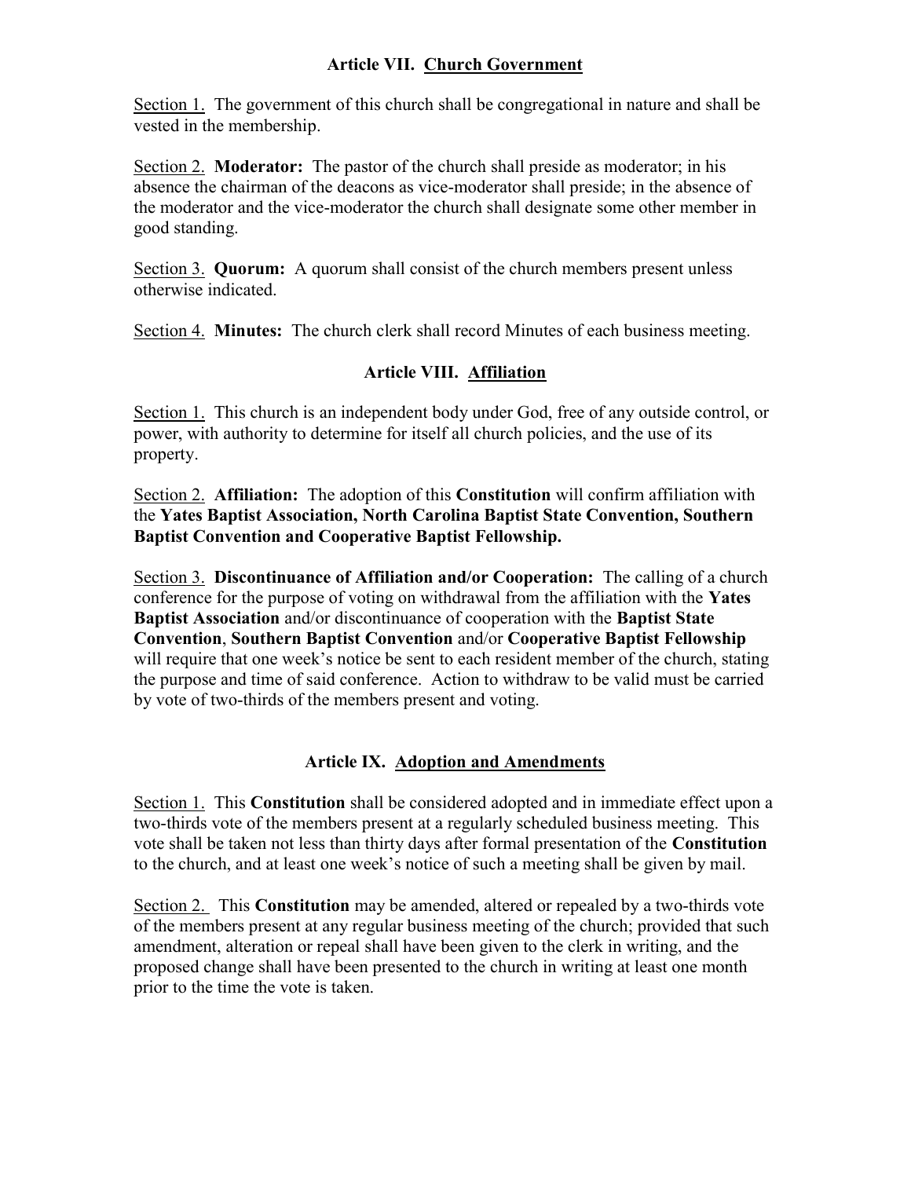## Article VII. Church Government

Section 1. The government of this church shall be congregational in nature and shall be vested in the membership.

Section 2. **Moderator:** The pastor of the church shall preside as moderator; in his absence the chairman of the deacons as vice-moderator shall preside; in the absence of the moderator and the vice-moderator the church shall designate some other member in good standing.

Section 3. **Quorum:** A quorum shall consist of the church members present unless otherwise indicated.

Section 4. **Minutes:** The church clerk shall record Minutes of each business meeting.

## Article VIII. Affiliation

Section 1. This church is an independent body under God, free of any outside control, or power, with authority to determine for itself all church policies, and the use of its property.

Section 2. **Affiliation:** The adoption of this **Constitution** will confirm affiliation with the **Yates Baptist Association, North Carolina Baptist State Convention, Southern Baptist Convention and Cooperative Baptist Fellowship.**

Section 3. **Discontinuance of Affiliation and/or Cooperation:** The calling of a church conference for the purpose of voting on withdrawal from the affiliation with the **Yates Baptist Association** and/or discontinuance of cooperation with the **Baptist State Convention**, **Southern Baptist Convention** and/or **Cooperative Baptist Fellowship** will require that one week's notice be sent to each resident member of the church, stating the purpose and time of said conference. Action to withdraw to be valid must be carried by vote of two-thirds of the members present and voting.

## Article IX. Adoption and Amendments

Section 1. This **Constitution** shall be considered adopted and in immediate effect upon a two-thirds vote of the members present at a regularly scheduled business meeting. This vote shall be taken not less than thirty days after formal presentation of the **Constitution** to the church, and at least one week's notice of such a meeting shall be given by mail.

Section 2. This **Constitution** may be amended, altered or repealed by a two-thirds vote of the members present at any regular business meeting of the church; provided that such amendment, alteration or repeal shall have been given to the clerk in writing, and the proposed change shall have been presented to the church in writing at least one month prior to the time the vote is taken.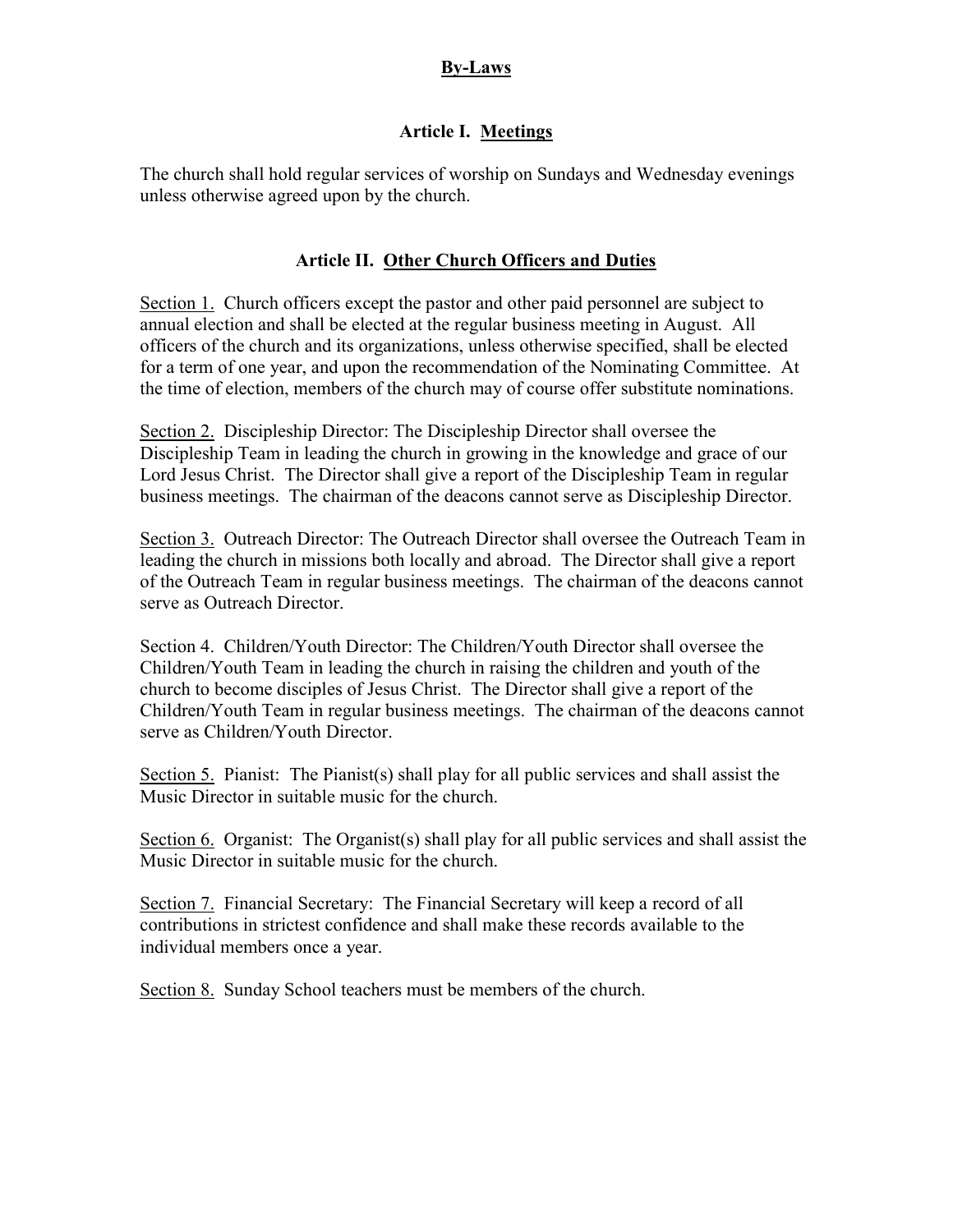# By-Laws

## Article I. Meetings

The church shall hold regular services of worship on Sundays and Wednesday evenings unless otherwise agreed upon by the church.

## Article II. Other Church Officers and Duties

Section 1. Church officers except the pastor and other paid personnel are subject to annual election and shall be elected at the regular business meeting in August. All officers of the church and its organizations, unless otherwise specified, shall be elected for a term of one year, and upon the recommendation of the Nominating Committee. At the time of election, members of the church may of course offer substitute nominations.

Section 2. Discipleship Director: The Discipleship Director shall oversee the Discipleship Team in leading the church in growing in the knowledge and grace of our Lord Jesus Christ. The Director shall give a report of the Discipleship Team in regular business meetings. The chairman of the deacons cannot serve as Discipleship Director.

Section 3. Outreach Director: The Outreach Director shall oversee the Outreach Team in leading the church in missions both locally and abroad. The Director shall give a report of the Outreach Team in regular business meetings. The chairman of the deacons cannot serve as Outreach Director.

Section 4. Children/Youth Director: The Children/Youth Director shall oversee the Children/Youth Team in leading the church in raising the children and youth of the church to become disciples of Jesus Christ. The Director shall give a report of the Children/Youth Team in regular business meetings. The chairman of the deacons cannot serve as Children/Youth Director.

Section 5. Pianist: The Pianist(s) shall play for all public services and shall assist the Music Director in suitable music for the church.

Section 6. Organist: The Organist(s) shall play for all public services and shall assist the Music Director in suitable music for the church.

Section 7. Financial Secretary: The Financial Secretary will keep a record of all contributions in strictest confidence and shall make these records available to the individual members once a year.

Section 8. Sunday School teachers must be members of the church.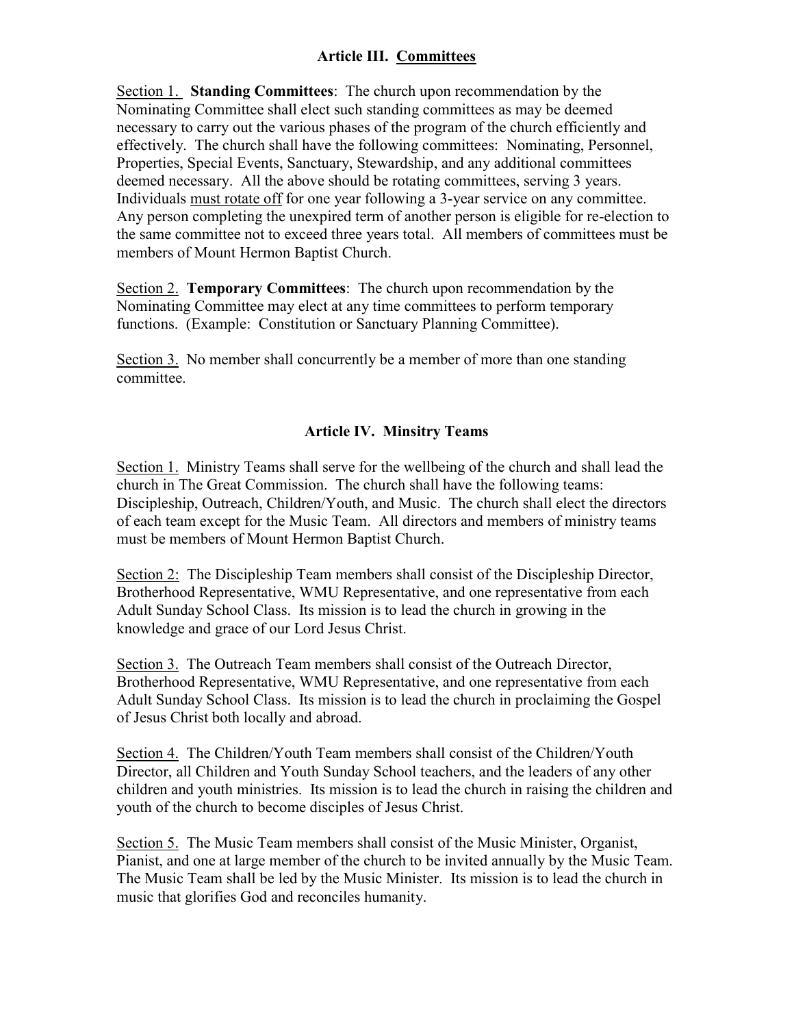## Article III. Committees

Section 1. **Standing Committees**: The church upon recommendation by the Nominating Committee shall elect such standing committees as may be deemed necessary to carry out the various phases of the program of the church efficiently and effectively. The church shall have the following committees: Nominating, Personnel, Properties, Special Events, Sanctuary, Stewardship, and any additional committees deemed necessary. All the above should be rotating committees, serving 3 years. Individuals must rotate off for one year following a 3-year service on any committee. Any person completing the unexpired term of another person is eligible for re-election to the same committee not to exceed three years total. All members of committees must be members of Mount Hermon Baptist Church.

Section 2. **Temporary Committees**: The church upon recommendation by the Nominating Committee may elect at any time committees to perform temporary functions. (Example: Constitution or Sanctuary Planning Committee).

Section 3. No member shall concurrently be a member of more than one standing committee.

## Article IV. Minsitry Teams

Section 1. Ministry Teams shall serve for the wellbeing of the church and shall lead the church in The Great Commission. The church shall have the following teams: Discipleship, Outreach, Children/Youth, and Music. The church shall elect the directors of each team except for the Music Team. All directors and members of ministry teams must be members of Mount Hermon Baptist Church.

Section 2: The Discipleship Team members shall consist of the Discipleship Director, Brotherhood Representative, WMU Representative, and one representative from each Adult Sunday School Class. Its mission is to lead the church in growing in the knowledge and grace of our Lord Jesus Christ.

Section 3. The Outreach Team members shall consist of the Outreach Director, Brotherhood Representative, WMU Representative, and one representative from each Adult Sunday School Class. Its mission is to lead the church in proclaiming the Gospel of Jesus Christ both locally and abroad.

Section 4. The Children/Youth Team members shall consist of the Children/Youth Director, all Children and Youth Sunday School teachers, and the leaders of any other children and youth ministries. Its mission is to lead the church in raising the children and youth of the church to become disciples of Jesus Christ.

Section 5. The Music Team members shall consist of the Music Minister, Organist, Pianist, and one at large member of the church to be invited annually by the Music Team. The Music Team shall be led by the Music Minister. Its mission is to lead the church in music that glorifies God and reconciles humanity.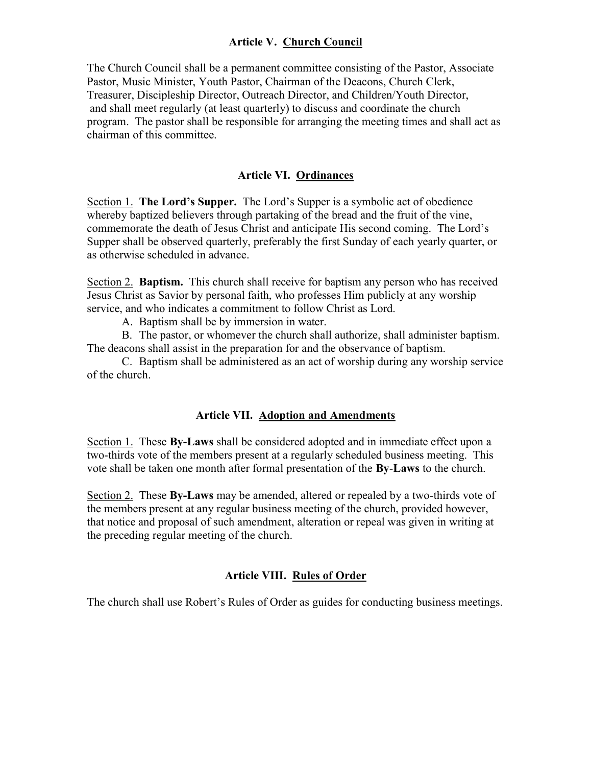## Article V. Church Council

The Church Council shall be a permanent committee consisting of the Pastor, Associate Pastor, Music Minister, Youth Pastor, Chairman of the Deacons, Church Clerk, Treasurer, Discipleship Director, Outreach Director, and Children/Youth Director, and shall meet regularly (at least quarterly) to discuss and coordinate the church program. The pastor shall be responsible for arranging the meeting times and shall act as chairman of this committee.

## Article VI. Ordinances

Section 1. **The Lord's Supper.** The Lord's Supper is a symbolic act of obedience whereby baptized believers through partaking of the bread and the fruit of the vine, commemorate the death of Jesus Christ and anticipate His second coming. The Lord's Supper shall be observed quarterly, preferably the first Sunday of each yearly quarter, or as otherwise scheduled in advance.

Section 2. **Baptism.** This church shall receive for baptism any person who has received Jesus Christ as Savior by personal faith, who professes Him publicly at any worship service, and who indicates a commitment to follow Christ as Lord.

A. Baptism shall be by immersion in water.

B. The pastor, or whomever the church shall authorize, shall administer baptism. The deacons shall assist in the preparation for and the observance of baptism.

C. Baptism shall be administered as an act of worship during any worship service of the church.

## Article VII. Adoption and Amendments

Section 1. These **By-Laws** shall be considered adopted and in immediate effect upon a two-thirds vote of the members present at a regularly scheduled business meeting. This vote shall be taken one month after formal presentation of the **By-Laws** to the church.

Section 2. These **By-Laws** may be amended, altered or repealed by a two-thirds vote of the members present at any regular business meeting of the church, provided however, that notice and proposal of such amendment, alteration or repeal was given in writing at the preceding regular meeting of the church.

## Article VIII. Rules of Order

The church shall use Robert's Rules of Order as guides for conducting business meetings.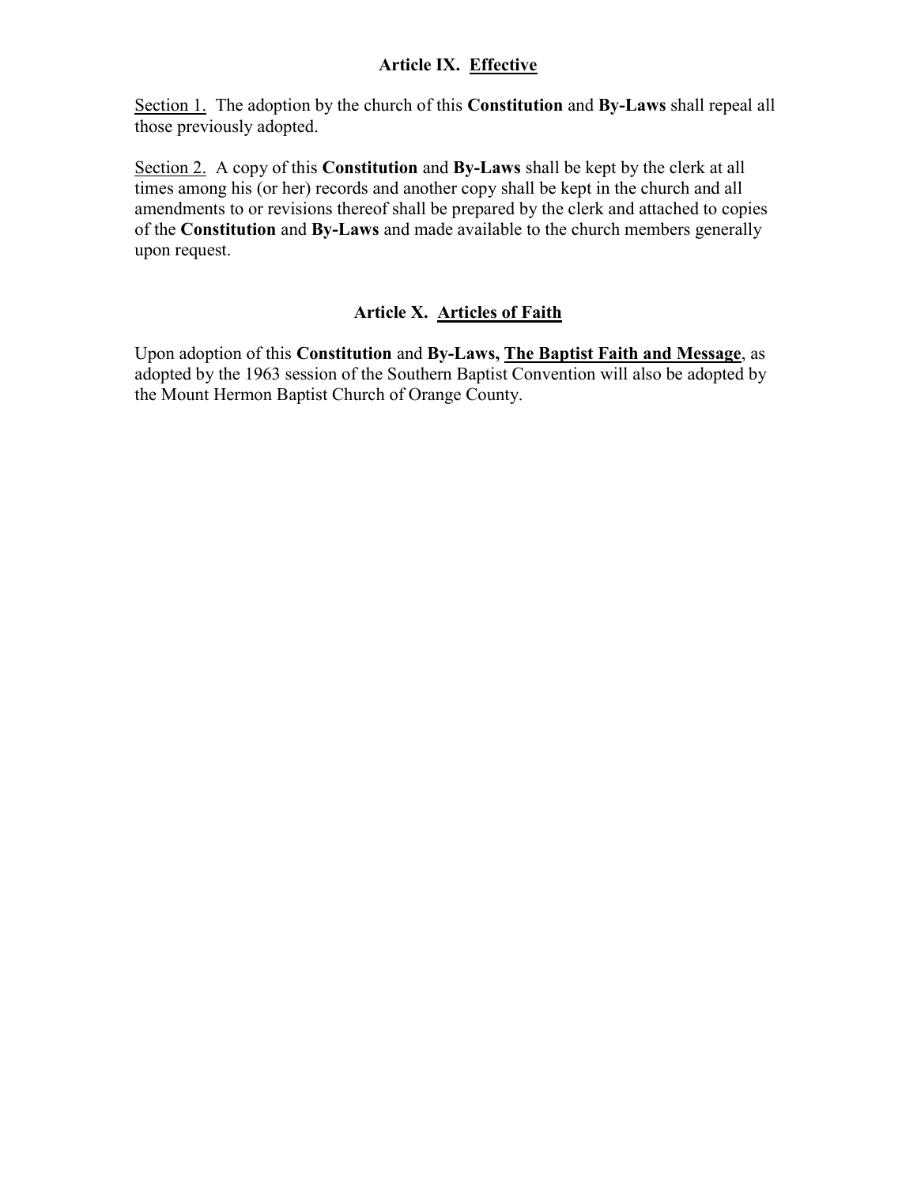## Article IX. Effective

Section 1. The adoption by the church of this **Constitution** and **By-Laws** shall repeal all those previously adopted.

Section 2. A copy of this **Constitution** and **By-Laws** shall be kept by the clerk at all times among his (or her) records and another copy shall be kept in the church and all amendments to or revisions thereof shall be prepared by the clerk and attached to copies of the **Constitution** and **By-Laws** and made available to the church members generally upon request.

## Article X. Articles of Faith

Upon adoption of this **Constitution** and **By-Laws, The Baptist Faith and Message**, as adopted by the 1963 session of the Southern Baptist Convention will also be adopted by the Mount Hermon Baptist Church of Orange County.